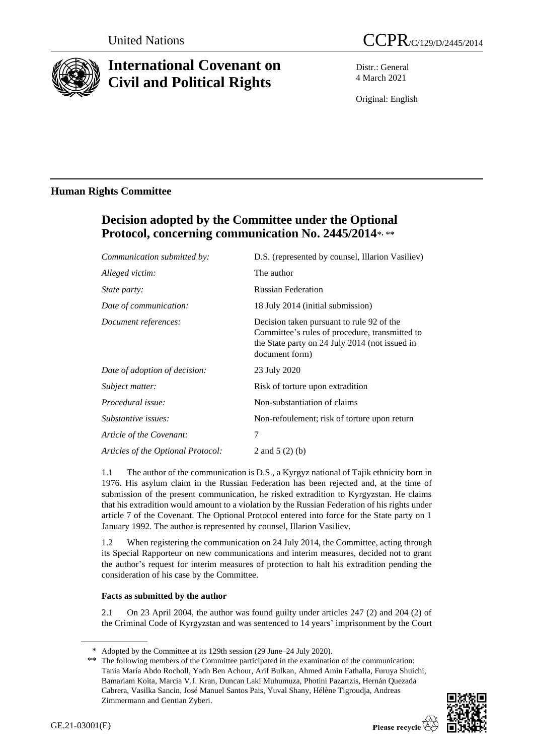United Nations CCPR/C/129/D/2445/2014

# International Covenant on Civil and Political Rights

Distr.: General
4 March 2021

Original: English

## Human Rights Committee

## Decision adopted by the Committee under the Optional Protocol, concerning communication No. 2445/2014*, **

| | |
|---|---|
| *Communication submitted by:* | D.S. (represented by counsel, Illarion Vasiliev) |
| *Alleged victim:* | The author |
| *State party:* | Russian Federation |
| *Date of communication:* | 18 July 2014 (initial submission) |
| *Document references:* | Decision taken pursuant to rule 92 of the Committee's rules of procedure, transmitted to the State party on 24 July 2014 (not issued in document form) |
| *Date of adoption of decision:* | 23 July 2020 |
| *Subject matter:* | Risk of torture upon extradition |
| *Procedural issue:* | Non-substantiation of claims |
| *Substantive issues:* | Non-refoulement; risk of torture upon return |
| *Article of the Covenant:* | 7 |
| *Articles of the Optional Protocol:* | 2 and 5 (2) (b) |

1.1 The author of the communication is D.S., a Kyrgyz national of Tajik ethnicity born in 1976. His asylum claim in the Russian Federation has been rejected and, at the time of submission of the present communication, he risked extradition to Kyrgyzstan. He claims that his extradition would amount to a violation by the Russian Federation of his rights under article 7 of the Covenant. The Optional Protocol entered into force for the State party on 1 January 1992. The author is represented by counsel, Illarion Vasiliev.

1.2 When registering the communication on 24 July 2014, the Committee, acting through its Special Rapporteur on new communications and interim measures, decided not to grant the author's request for interim measures of protection to halt his extradition pending the consideration of his case by the Committee.

### Facts as submitted by the author

2.1 On 23 April 2004, the author was found guilty under articles 247 (2) and 204 (2) of the Criminal Code of Kyrgyzstan and was sentenced to 14 years' imprisonment by the Court

---

\* Adopted by the Committee at its 129th session (29 June–24 July 2020).

\*\* The following members of the Committee participated in the examination of the communication: Tania María Abdo Rocholl, Yadh Ben Achour, Arif Bulkan, Ahmed Amin Fathalla, Furuya Shuichi, Bamariam Koita, Marcia V.J. Kran, Duncan Laki Muhumuza, Photini Pazartzis, Hernán Quezada Cabrera, Vasilka Sancin, José Manuel Santos Pais, Yuval Shany, Hélène Tigroudja, Andreas Zimmermann and Gentian Zyberi.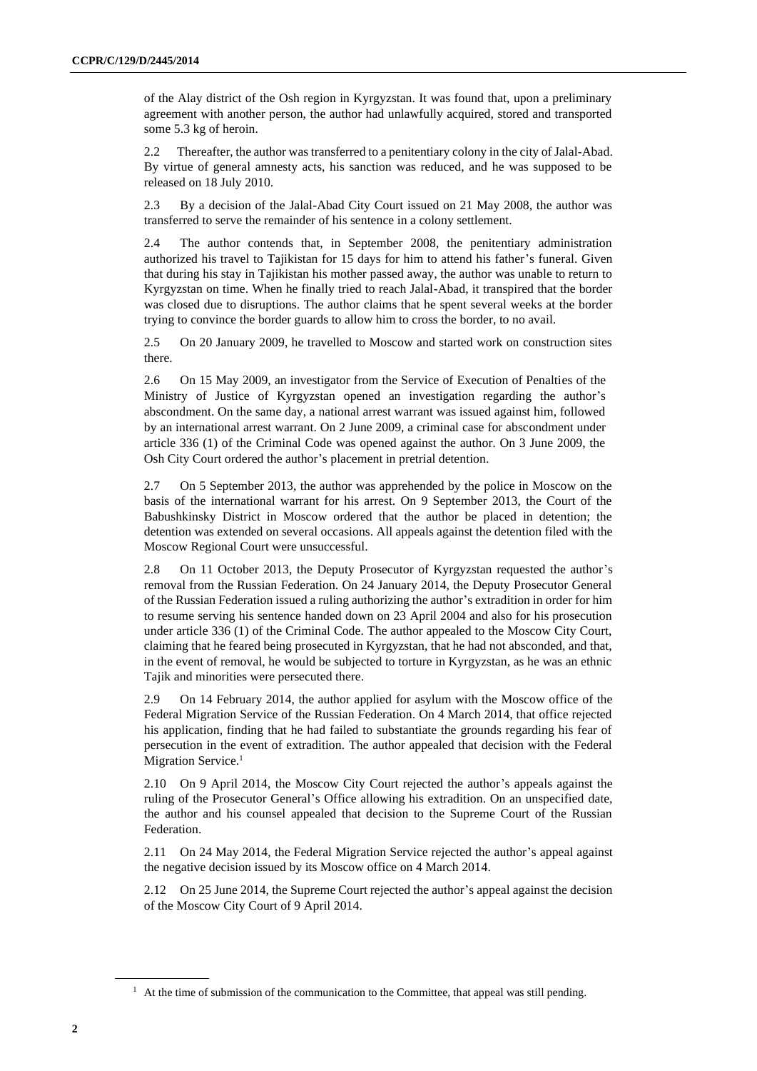of the Alay district of the Osh region in Kyrgyzstan. It was found that, upon a preliminary agreement with another person, the author had unlawfully acquired, stored and transported some 5.3 kg of heroin.

2.2 Thereafter, the author was transferred to a penitentiary colony in the city of Jalal-Abad. By virtue of general amnesty acts, his sanction was reduced, and he was supposed to be released on 18 July 2010.

2.3 By a decision of the Jalal-Abad City Court issued on 21 May 2008, the author was transferred to serve the remainder of his sentence in a colony settlement.

2.4 The author contends that, in September 2008, the penitentiary administration authorized his travel to Tajikistan for 15 days for him to attend his father's funeral. Given that during his stay in Tajikistan his mother passed away, the author was unable to return to Kyrgyzstan on time. When he finally tried to reach Jalal-Abad, it transpired that the border was closed due to disruptions. The author claims that he spent several weeks at the border trying to convince the border guards to allow him to cross the border, to no avail.

2.5 On 20 January 2009, he travelled to Moscow and started work on construction sites there.

2.6 On 15 May 2009, an investigator from the Service of Execution of Penalties of the Ministry of Justice of Kyrgyzstan opened an investigation regarding the author's abscondment. On the same day, a national arrest warrant was issued against him, followed by an international arrest warrant. On 2 June 2009, a criminal case for abscondment under article 336 (1) of the Criminal Code was opened against the author. On 3 June 2009, the Osh City Court ordered the author's placement in pretrial detention.

2.7 On 5 September 2013, the author was apprehended by the police in Moscow on the basis of the international warrant for his arrest. On 9 September 2013, the Court of the Babushkinsky District in Moscow ordered that the author be placed in detention; the detention was extended on several occasions. All appeals against the detention filed with the Moscow Regional Court were unsuccessful.

2.8 On 11 October 2013, the Deputy Prosecutor of Kyrgyzstan requested the author's removal from the Russian Federation. On 24 January 2014, the Deputy Prosecutor General of the Russian Federation issued a ruling authorizing the author's extradition in order for him to resume serving his sentence handed down on 23 April 2004 and also for his prosecution under article 336 (1) of the Criminal Code. The author appealed to the Moscow City Court, claiming that he feared being prosecuted in Kyrgyzstan, that he had not absconded, and that, in the event of removal, he would be subjected to torture in Kyrgyzstan, as he was an ethnic Tajik and minorities were persecuted there.

2.9 On 14 February 2014, the author applied for asylum with the Moscow office of the Federal Migration Service of the Russian Federation. On 4 March 2014, that office rejected his application, finding that he had failed to substantiate the grounds regarding his fear of persecution in the event of extradition. The author appealed that decision with the Federal Migration Service.[1]

2.10 On 9 April 2014, the Moscow City Court rejected the author's appeals against the ruling of the Prosecutor General's Office allowing his extradition. On an unspecified date, the author and his counsel appealed that decision to the Supreme Court of the Russian Federation.

2.11 On 24 May 2014, the Federal Migration Service rejected the author's appeal against the negative decision issued by its Moscow office on 4 March 2014.

2.12 On 25 June 2014, the Supreme Court rejected the author's appeal against the decision of the Moscow City Court of 9 April 2014.

[1] At the time of submission of the communication to the Committee, that appeal was still pending.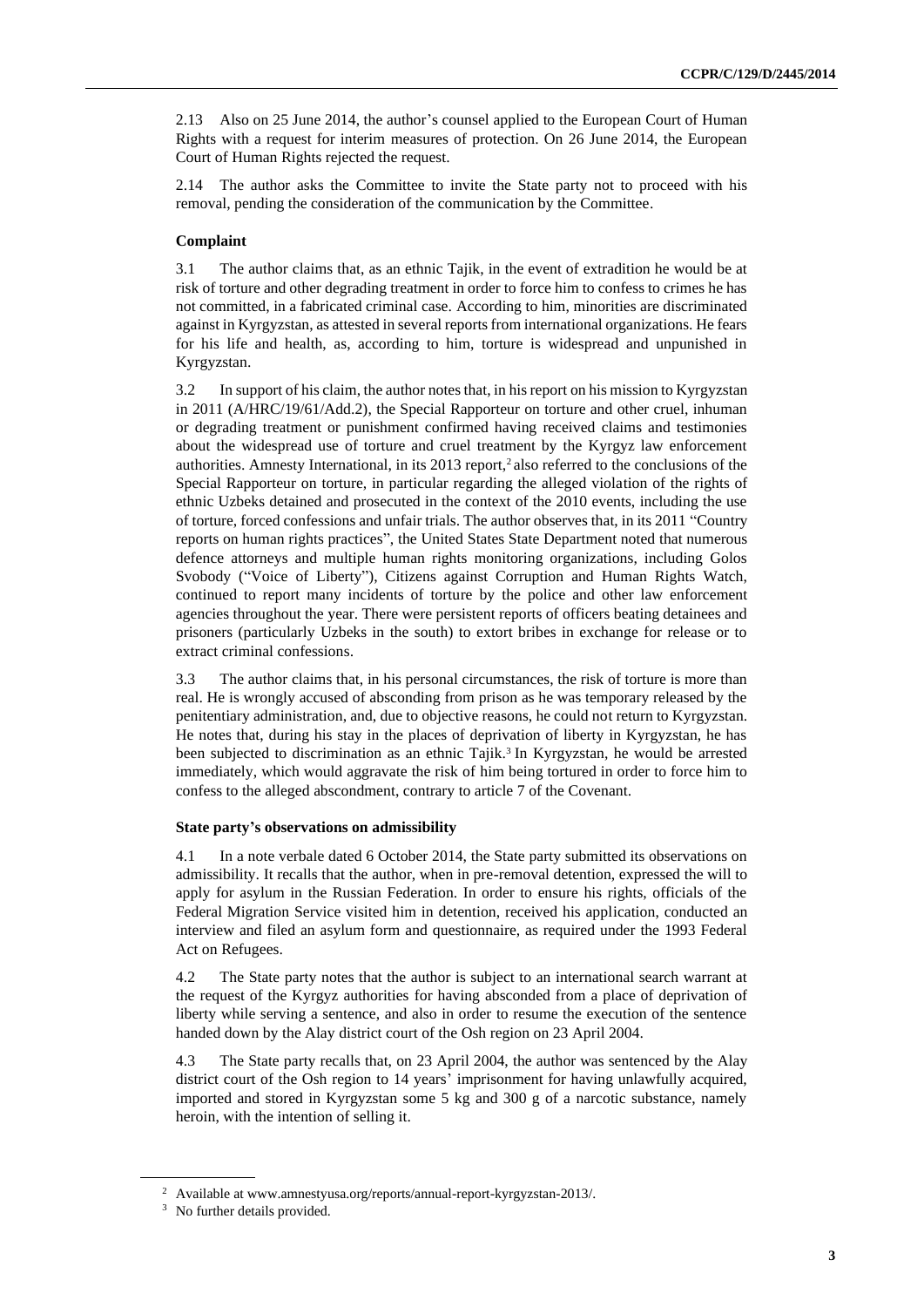2.13 Also on 25 June 2014, the author's counsel applied to the European Court of Human Rights with a request for interim measures of protection. On 26 June 2014, the European Court of Human Rights rejected the request.

2.14 The author asks the Committee to invite the State party not to proceed with his removal, pending the consideration of the communication by the Committee.

**Complaint**

3.1 The author claims that, as an ethnic Tajik, in the event of extradition he would be at risk of torture and other degrading treatment in order to force him to confess to crimes he has not committed, in a fabricated criminal case. According to him, minorities are discriminated against in Kyrgyzstan, as attested in several reports from international organizations. He fears for his life and health, as, according to him, torture is widespread and unpunished in Kyrgyzstan.

3.2 In support of his claim, the author notes that, in his report on his mission to Kyrgyzstan in 2011 (A/HRC/19/61/Add.2), the Special Rapporteur on torture and other cruel, inhuman or degrading treatment or punishment confirmed having received claims and testimonies about the widespread use of torture and cruel treatment by the Kyrgyz law enforcement authorities. Amnesty International, in its 2013 report,[2] also referred to the conclusions of the Special Rapporteur on torture, in particular regarding the alleged violation of the rights of ethnic Uzbeks detained and prosecuted in the context of the 2010 events, including the use of torture, forced confessions and unfair trials. The author observes that, in its 2011 "Country reports on human rights practices", the United States State Department noted that numerous defence attorneys and multiple human rights monitoring organizations, including Golos Svobody ("Voice of Liberty"), Citizens against Corruption and Human Rights Watch, continued to report many incidents of torture by the police and other law enforcement agencies throughout the year. There were persistent reports of officers beating detainees and prisoners (particularly Uzbeks in the south) to extort bribes in exchange for release or to extract criminal confessions.

3.3 The author claims that, in his personal circumstances, the risk of torture is more than real. He is wrongly accused of absconding from prison as he was temporary released by the penitentiary administration, and, due to objective reasons, he could not return to Kyrgyzstan. He notes that, during his stay in the places of deprivation of liberty in Kyrgyzstan, he has been subjected to discrimination as an ethnic Tajik.[3] In Kyrgyzstan, he would be arrested immediately, which would aggravate the risk of him being tortured in order to force him to confess to the alleged abscondment, contrary to article 7 of the Covenant.

**State party's observations on admissibility**

4.1 In a note verbale dated 6 October 2014, the State party submitted its observations on admissibility. It recalls that the author, when in pre-removal detention, expressed the will to apply for asylum in the Russian Federation. In order to ensure his rights, officials of the Federal Migration Service visited him in detention, received his application, conducted an interview and filed an asylum form and questionnaire, as required under the 1993 Federal Act on Refugees.

4.2 The State party notes that the author is subject to an international search warrant at the request of the Kyrgyz authorities for having absconded from a place of deprivation of liberty while serving a sentence, and also in order to resume the execution of the sentence handed down by the Alay district court of the Osh region on 23 April 2004.

4.3 The State party recalls that, on 23 April 2004, the author was sentenced by the Alay district court of the Osh region to 14 years' imprisonment for having unlawfully acquired, imported and stored in Kyrgyzstan some 5 kg and 300 g of a narcotic substance, namely heroin, with the intention of selling it.

[2] Available at www.amnestyusa.org/reports/annual-report-kyrgyzstan-2013/.

[3] No further details provided.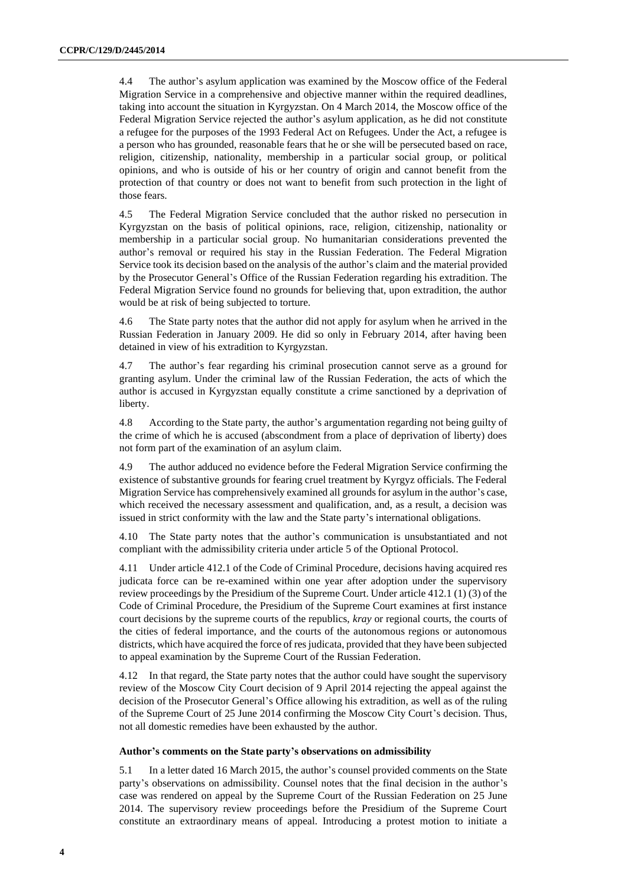4.4 The author's asylum application was examined by the Moscow office of the Federal Migration Service in a comprehensive and objective manner within the required deadlines, taking into account the situation in Kyrgyzstan. On 4 March 2014, the Moscow office of the Federal Migration Service rejected the author's asylum application, as he did not constitute a refugee for the purposes of the 1993 Federal Act on Refugees. Under the Act, a refugee is a person who has grounded, reasonable fears that he or she will be persecuted based on race, religion, citizenship, nationality, membership in a particular social group, or political opinions, and who is outside of his or her country of origin and cannot benefit from the protection of that country or does not want to benefit from such protection in the light of those fears.

4.5 The Federal Migration Service concluded that the author risked no persecution in Kyrgyzstan on the basis of political opinions, race, religion, citizenship, nationality or membership in a particular social group. No humanitarian considerations prevented the author's removal or required his stay in the Russian Federation. The Federal Migration Service took its decision based on the analysis of the author's claim and the material provided by the Prosecutor General's Office of the Russian Federation regarding his extradition. The Federal Migration Service found no grounds for believing that, upon extradition, the author would be at risk of being subjected to torture.

4.6 The State party notes that the author did not apply for asylum when he arrived in the Russian Federation in January 2009. He did so only in February 2014, after having been detained in view of his extradition to Kyrgyzstan.

4.7 The author's fear regarding his criminal prosecution cannot serve as a ground for granting asylum. Under the criminal law of the Russian Federation, the acts of which the author is accused in Kyrgyzstan equally constitute a crime sanctioned by a deprivation of liberty.

4.8 According to the State party, the author's argumentation regarding not being guilty of the crime of which he is accused (abscondment from a place of deprivation of liberty) does not form part of the examination of an asylum claim.

4.9 The author adduced no evidence before the Federal Migration Service confirming the existence of substantive grounds for fearing cruel treatment by Kyrgyz officials. The Federal Migration Service has comprehensively examined all grounds for asylum in the author's case, which received the necessary assessment and qualification, and, as a result, a decision was issued in strict conformity with the law and the State party's international obligations.

4.10 The State party notes that the author's communication is unsubstantiated and not compliant with the admissibility criteria under article 5 of the Optional Protocol.

4.11 Under article 412.1 of the Code of Criminal Procedure, decisions having acquired res judicata force can be re-examined within one year after adoption under the supervisory review proceedings by the Presidium of the Supreme Court. Under article 412.1 (1) (3) of the Code of Criminal Procedure, the Presidium of the Supreme Court examines at first instance court decisions by the supreme courts of the republics, *kray* or regional courts, the courts of the cities of federal importance, and the courts of the autonomous regions or autonomous districts, which have acquired the force of res judicata, provided that they have been subjected to appeal examination by the Supreme Court of the Russian Federation.

4.12 In that regard, the State party notes that the author could have sought the supervisory review of the Moscow City Court decision of 9 April 2014 rejecting the appeal against the decision of the Prosecutor General's Office allowing his extradition, as well as of the ruling of the Supreme Court of 25 June 2014 confirming the Moscow City Court's decision. Thus, not all domestic remedies have been exhausted by the author.

### Author's comments on the State party's observations on admissibility

5.1 In a letter dated 16 March 2015, the author's counsel provided comments on the State party's observations on admissibility. Counsel notes that the final decision in the author's case was rendered on appeal by the Supreme Court of the Russian Federation on 25 June 2014. The supervisory review proceedings before the Presidium of the Supreme Court constitute an extraordinary means of appeal. Introducing a protest motion to initiate a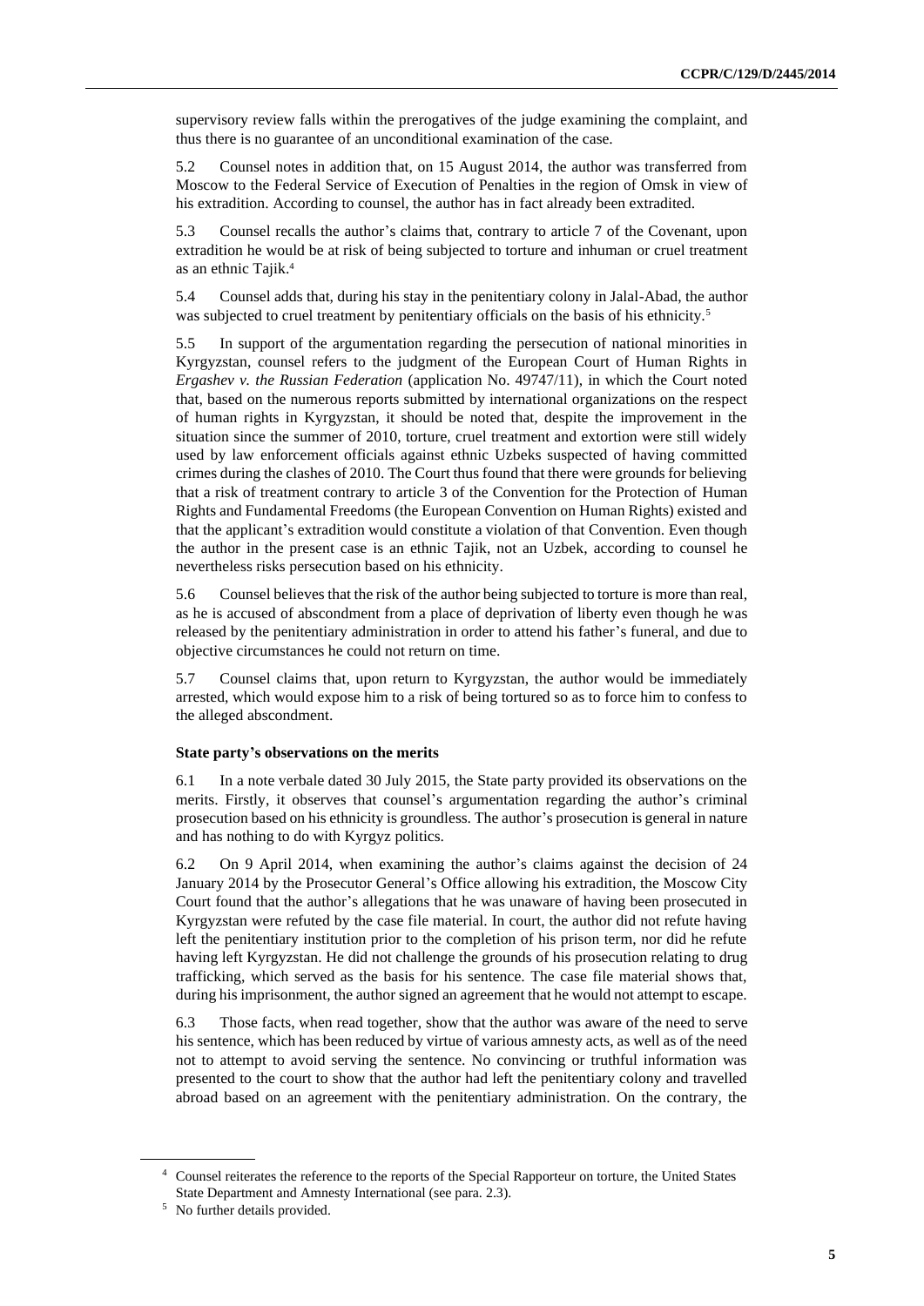supervisory review falls within the prerogatives of the judge examining the complaint, and thus there is no guarantee of an unconditional examination of the case.

5.2 Counsel notes in addition that, on 15 August 2014, the author was transferred from Moscow to the Federal Service of Execution of Penalties in the region of Omsk in view of his extradition. According to counsel, the author has in fact already been extradited.

5.3 Counsel recalls the author's claims that, contrary to article 7 of the Covenant, upon extradition he would be at risk of being subjected to torture and inhuman or cruel treatment as an ethnic Tajik.[4]

5.4 Counsel adds that, during his stay in the penitentiary colony in Jalal-Abad, the author was subjected to cruel treatment by penitentiary officials on the basis of his ethnicity.[5]

5.5 In support of the argumentation regarding the persecution of national minorities in Kyrgyzstan, counsel refers to the judgment of the European Court of Human Rights in *Ergashev v. the Russian Federation* (application No. 49747/11), in which the Court noted that, based on the numerous reports submitted by international organizations on the respect of human rights in Kyrgyzstan, it should be noted that, despite the improvement in the situation since the summer of 2010, torture, cruel treatment and extortion were still widely used by law enforcement officials against ethnic Uzbeks suspected of having committed crimes during the clashes of 2010. The Court thus found that there were grounds for believing that a risk of treatment contrary to article 3 of the Convention for the Protection of Human Rights and Fundamental Freedoms (the European Convention on Human Rights) existed and that the applicant's extradition would constitute a violation of that Convention. Even though the author in the present case is an ethnic Tajik, not an Uzbek, according to counsel he nevertheless risks persecution based on his ethnicity.

5.6 Counsel believes that the risk of the author being subjected to torture is more than real, as he is accused of abscondment from a place of deprivation of liberty even though he was released by the penitentiary administration in order to attend his father's funeral, and due to objective circumstances he could not return on time.

5.7 Counsel claims that, upon return to Kyrgyzstan, the author would be immediately arrested, which would expose him to a risk of being tortured so as to force him to confess to the alleged abscondment.

### State party's observations on the merits

6.1 In a note verbale dated 30 July 2015, the State party provided its observations on the merits. Firstly, it observes that counsel's argumentation regarding the author's criminal prosecution based on his ethnicity is groundless. The author's prosecution is general in nature and has nothing to do with Kyrgyz politics.

6.2 On 9 April 2014, when examining the author's claims against the decision of 24 January 2014 by the Prosecutor General's Office allowing his extradition, the Moscow City Court found that the author's allegations that he was unaware of having been prosecuted in Kyrgyzstan were refuted by the case file material. In court, the author did not refute having left the penitentiary institution prior to the completion of his prison term, nor did he refute having left Kyrgyzstan. He did not challenge the grounds of his prosecution relating to drug trafficking, which served as the basis for his sentence. The case file material shows that, during his imprisonment, the author signed an agreement that he would not attempt to escape.

6.3 Those facts, when read together, show that the author was aware of the need to serve his sentence, which has been reduced by virtue of various amnesty acts, as well as of the need not to attempt to avoid serving the sentence. No convincing or truthful information was presented to the court to show that the author had left the penitentiary colony and travelled abroad based on an agreement with the penitentiary administration. On the contrary, the

[4] Counsel reiterates the reference to the reports of the Special Rapporteur on torture, the United States State Department and Amnesty International (see para. 2.3).

[5] No further details provided.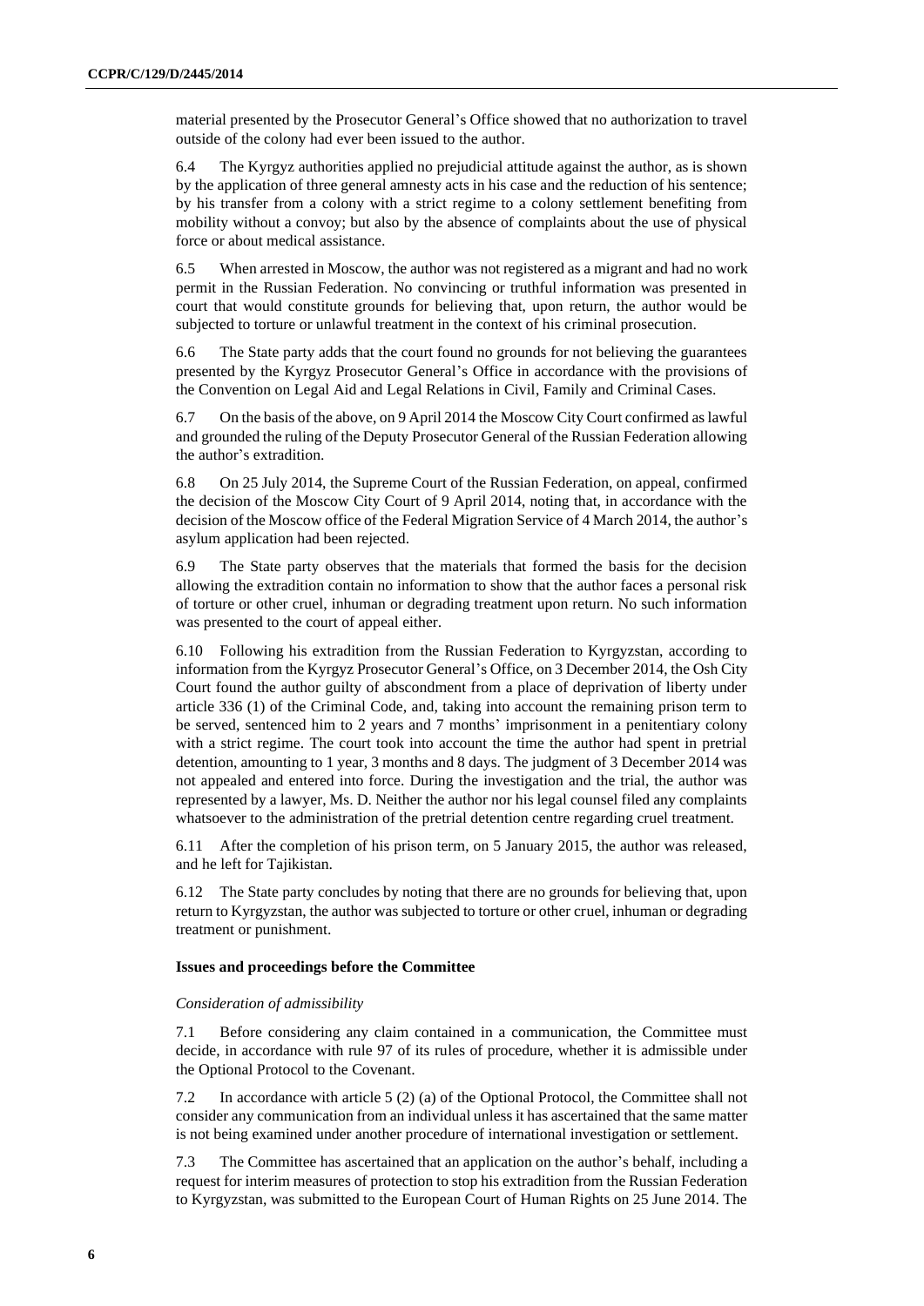material presented by the Prosecutor General's Office showed that no authorization to travel outside of the colony had ever been issued to the author.

6.4 The Kyrgyz authorities applied no prejudicial attitude against the author, as is shown by the application of three general amnesty acts in his case and the reduction of his sentence; by his transfer from a colony with a strict regime to a colony settlement benefiting from mobility without a convoy; but also by the absence of complaints about the use of physical force or about medical assistance.

6.5 When arrested in Moscow, the author was not registered as a migrant and had no work permit in the Russian Federation. No convincing or truthful information was presented in court that would constitute grounds for believing that, upon return, the author would be subjected to torture or unlawful treatment in the context of his criminal prosecution.

6.6 The State party adds that the court found no grounds for not believing the guarantees presented by the Kyrgyz Prosecutor General's Office in accordance with the provisions of the Convention on Legal Aid and Legal Relations in Civil, Family and Criminal Cases.

6.7 On the basis of the above, on 9 April 2014 the Moscow City Court confirmed as lawful and grounded the ruling of the Deputy Prosecutor General of the Russian Federation allowing the author's extradition.

6.8 On 25 July 2014, the Supreme Court of the Russian Federation, on appeal, confirmed the decision of the Moscow City Court of 9 April 2014, noting that, in accordance with the decision of the Moscow office of the Federal Migration Service of 4 March 2014, the author's asylum application had been rejected.

6.9 The State party observes that the materials that formed the basis for the decision allowing the extradition contain no information to show that the author faces a personal risk of torture or other cruel, inhuman or degrading treatment upon return. No such information was presented to the court of appeal either.

6.10 Following his extradition from the Russian Federation to Kyrgyzstan, according to information from the Kyrgyz Prosecutor General's Office, on 3 December 2014, the Osh City Court found the author guilty of abscondment from a place of deprivation of liberty under article 336 (1) of the Criminal Code, and, taking into account the remaining prison term to be served, sentenced him to 2 years and 7 months' imprisonment in a penitentiary colony with a strict regime. The court took into account the time the author had spent in pretrial detention, amounting to 1 year, 3 months and 8 days. The judgment of 3 December 2014 was not appealed and entered into force. During the investigation and the trial, the author was represented by a lawyer, Ms. D. Neither the author nor his legal counsel filed any complaints whatsoever to the administration of the pretrial detention centre regarding cruel treatment.

6.11 After the completion of his prison term, on 5 January 2015, the author was released, and he left for Tajikistan.

6.12 The State party concludes by noting that there are no grounds for believing that, upon return to Kyrgyzstan, the author was subjected to torture or other cruel, inhuman or degrading treatment or punishment.

### Issues and proceedings before the Committee

*Consideration of admissibility*

7.1 Before considering any claim contained in a communication, the Committee must decide, in accordance with rule 97 of its rules of procedure, whether it is admissible under the Optional Protocol to the Covenant.

7.2 In accordance with article 5 (2) (a) of the Optional Protocol, the Committee shall not consider any communication from an individual unless it has ascertained that the same matter is not being examined under another procedure of international investigation or settlement.

7.3 The Committee has ascertained that an application on the author's behalf, including a request for interim measures of protection to stop his extradition from the Russian Federation to Kyrgyzstan, was submitted to the European Court of Human Rights on 25 June 2014. The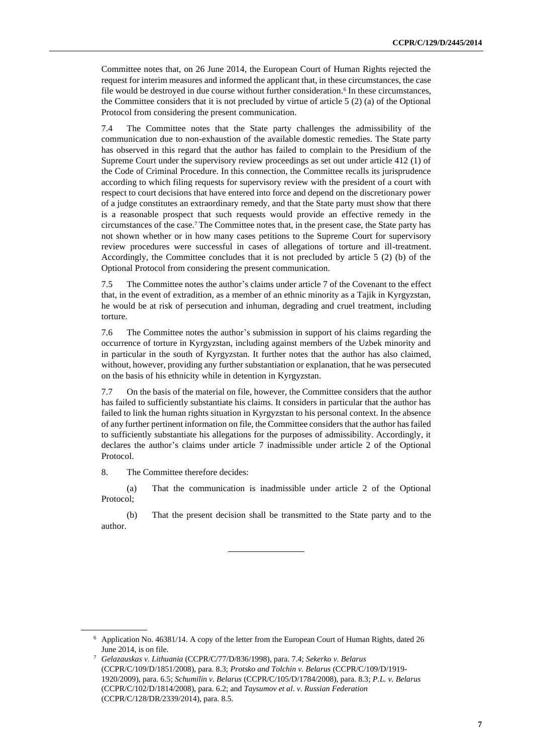Committee notes that, on 26 June 2014, the European Court of Human Rights rejected the request for interim measures and informed the applicant that, in these circumstances, the case file would be destroyed in due course without further consideration.[6] In these circumstances, the Committee considers that it is not precluded by virtue of article 5 (2) (a) of the Optional Protocol from considering the present communication.

7.4 The Committee notes that the State party challenges the admissibility of the communication due to non-exhaustion of the available domestic remedies. The State party has observed in this regard that the author has failed to complain to the Presidium of the Supreme Court under the supervisory review proceedings as set out under article 412 (1) of the Code of Criminal Procedure. In this connection, the Committee recalls its jurisprudence according to which filing requests for supervisory review with the president of a court with respect to court decisions that have entered into force and depend on the discretionary power of a judge constitutes an extraordinary remedy, and that the State party must show that there is a reasonable prospect that such requests would provide an effective remedy in the circumstances of the case.[7] The Committee notes that, in the present case, the State party has not shown whether or in how many cases petitions to the Supreme Court for supervisory review procedures were successful in cases of allegations of torture and ill-treatment. Accordingly, the Committee concludes that it is not precluded by article 5 (2) (b) of the Optional Protocol from considering the present communication.

7.5 The Committee notes the author's claims under article 7 of the Covenant to the effect that, in the event of extradition, as a member of an ethnic minority as a Tajik in Kyrgyzstan, he would be at risk of persecution and inhuman, degrading and cruel treatment, including torture.

7.6 The Committee notes the author's submission in support of his claims regarding the occurrence of torture in Kyrgyzstan, including against members of the Uzbek minority and in particular in the south of Kyrgyzstan. It further notes that the author has also claimed, without, however, providing any further substantiation or explanation, that he was persecuted on the basis of his ethnicity while in detention in Kyrgyzstan.

7.7 On the basis of the material on file, however, the Committee considers that the author has failed to sufficiently substantiate his claims. It considers in particular that the author has failed to link the human rights situation in Kyrgyzstan to his personal context. In the absence of any further pertinent information on file, the Committee considers that the author has failed to sufficiently substantiate his allegations for the purposes of admissibility. Accordingly, it declares the author's claims under article 7 inadmissible under article 2 of the Optional Protocol.

8. The Committee therefore decides:

(a) That the communication is inadmissible under article 2 of the Optional Protocol;

(b) That the present decision shall be transmitted to the State party and to the author.

---

[6] Application No. 46381/14. A copy of the letter from the European Court of Human Rights, dated 26 June 2014, is on file.

[7] *Gelazauskas v. Lithuania* (CCPR/C/77/D/836/1998), para. 7.4; *Sekerko v. Belarus* (CCPR/C/109/D/1851/2008), para. 8.3; *Protsko and Tolchin v. Belarus* (CCPR/C/109/D/1919-1920/2009), para. 6.5; *Schumilin v. Belarus* (CCPR/C/105/D/1784/2008), para. 8.3; *P.L. v. Belarus* (CCPR/C/102/D/1814/2008), para. 6.2; and *Taysumov et al. v. Russian Federation* (CCPR/C/128/DR/2339/2014), para. 8.5.